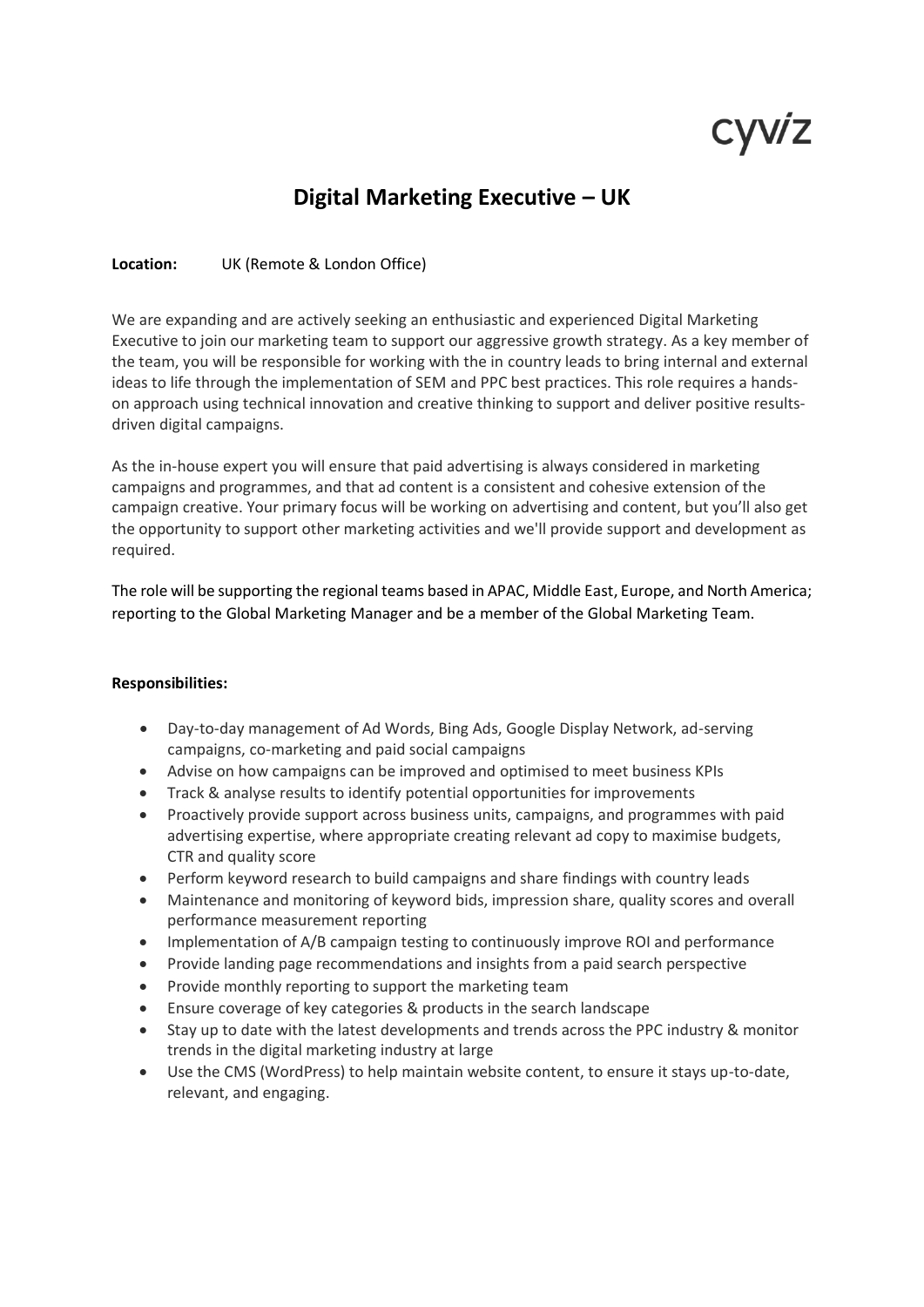cyviz

# Digital Marketing Executive – UK

**Location:** UK (Remote & London Office)

We are expanding and are actively seeking an enthusiastic and experienced Digital Marketing Executive to join our marketing team to support our aggressive growth strategy. As a key member of the team, you will be responsible for working with the in country leads to bring internal and external ideas to life through the implementation of SEM and PPC best practices. This role requires a hands-on approach using technical innovation and creative thinking to support and deliver positive results-driven digital campaigns.

As the in-house expert you will ensure that paid advertising is always considered in marketing campaigns and programmes, and that ad content is a consistent and cohesive extension of the campaign creative. Your primary focus will be working on advertising and content, but you'll also get the opportunity to support other marketing activities and we'll provide support and development as required.

The role will be supporting the regional teams based in APAC, Middle East, Europe, and North America; reporting to the Global Marketing Manager and be a member of the Global Marketing Team.

**Responsibilities:**

- Day-to-day management of Ad Words, Bing Ads, Google Display Network, ad-serving campaigns, co-marketing and paid social campaigns
- Advise on how campaigns can be improved and optimised to meet business KPIs
- Track & analyse results to identify potential opportunities for improvements
- Proactively provide support across business units, campaigns, and programmes with paid advertising expertise, where appropriate creating relevant ad copy to maximise budgets, CTR and quality score
- Perform keyword research to build campaigns and share findings with country leads
- Maintenance and monitoring of keyword bids, impression share, quality scores and overall performance measurement reporting
- Implementation of A/B campaign testing to continuously improve ROI and performance
- Provide landing page recommendations and insights from a paid search perspective
- Provide monthly reporting to support the marketing team
- Ensure coverage of key categories & products in the search landscape
- Stay up to date with the latest developments and trends across the PPC industry & monitor trends in the digital marketing industry at large
- Use the CMS (WordPress) to help maintain website content, to ensure it stays up-to-date, relevant, and engaging.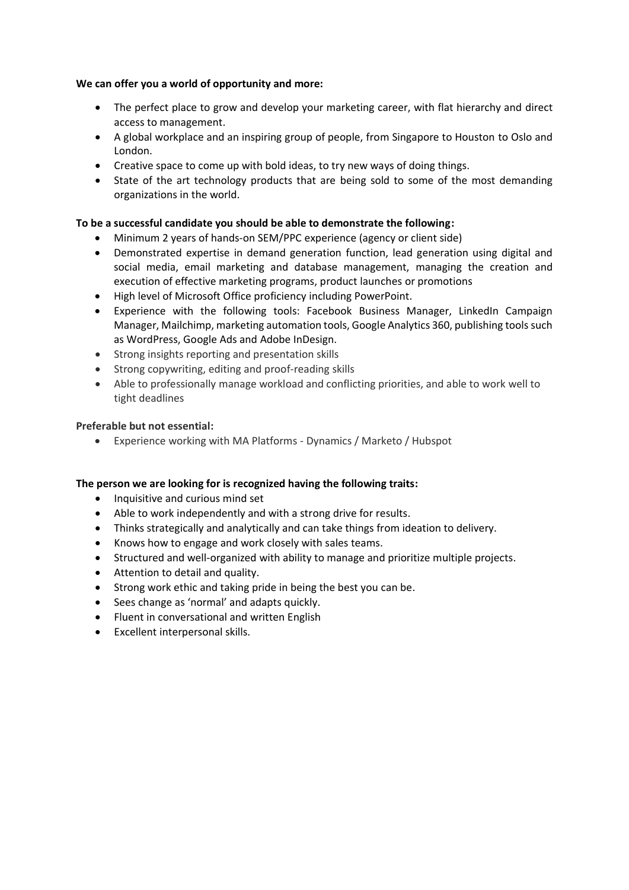**We can offer you a world of opportunity and more:**

- The perfect place to grow and develop your marketing career, with flat hierarchy and direct access to management.
- A global workplace and an inspiring group of people, from Singapore to Houston to Oslo and London.
- Creative space to come up with bold ideas, to try new ways of doing things.
- State of the art technology products that are being sold to some of the most demanding organizations in the world.

**To be a successful candidate you should be able to demonstrate the following:**

- Minimum 2 years of hands-on SEM/PPC experience (agency or client side)
- Demonstrated expertise in demand generation function, lead generation using digital and social media, email marketing and database management, managing the creation and execution of effective marketing programs, product launches or promotions
- High level of Microsoft Office proficiency including PowerPoint.
- Experience with the following tools: Facebook Business Manager, LinkedIn Campaign Manager, Mailchimp, marketing automation tools, Google Analytics 360, publishing tools such as WordPress, Google Ads and Adobe InDesign.
- Strong insights reporting and presentation skills
- Strong copywriting, editing and proof-reading skills
- Able to professionally manage workload and conflicting priorities, and able to work well to tight deadlines

**Preferable but not essential:**

- Experience working with MA Platforms - Dynamics / Marketo / Hubspot

**The person we are looking for is recognized having the following traits:**

- Inquisitive and curious mind set
- Able to work independently and with a strong drive for results.
- Thinks strategically and analytically and can take things from ideation to delivery.
- Knows how to engage and work closely with sales teams.
- Structured and well-organized with ability to manage and prioritize multiple projects.
- Attention to detail and quality.
- Strong work ethic and taking pride in being the best you can be.
- Sees change as 'normal' and adapts quickly.
- Fluent in conversational and written English
- Excellent interpersonal skills.